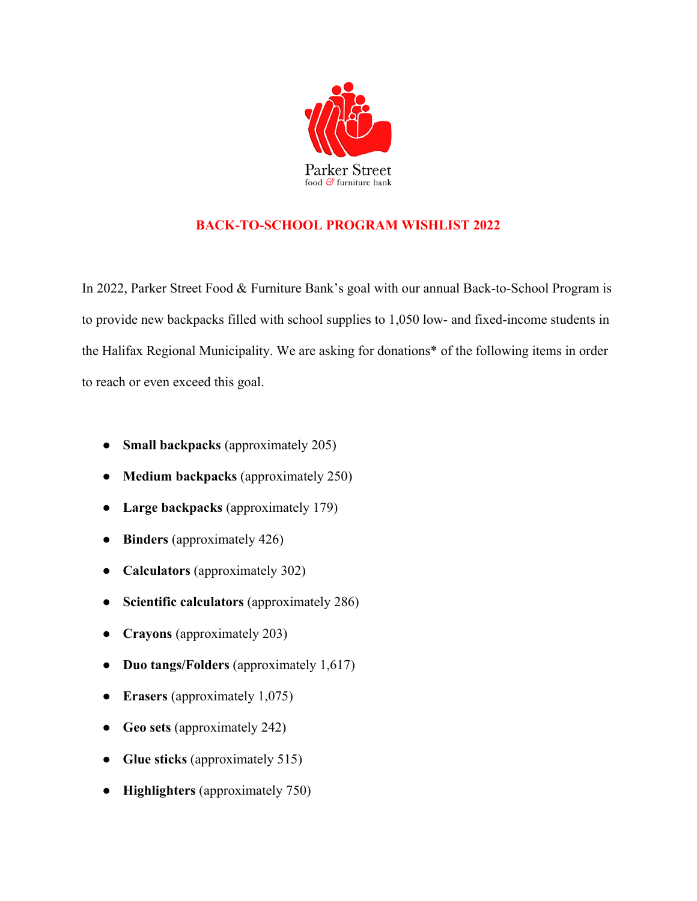Parker Street
food & furniture bank

# BACK-TO-SCHOOL PROGRAM WISHLIST 2022

In 2022, Parker Street Food & Furniture Bank's goal with our annual Back-to-School Program is to provide new backpacks filled with school supplies to 1,050 low- and fixed-income students in the Halifax Regional Municipality. We are asking for donations* of the following items in order to reach or even exceed this goal.

- **Small backpacks** (approximately 205)
- **Medium backpacks** (approximately 250)
- **Large backpacks** (approximately 179)
- **Binders** (approximately 426)
- **Calculators** (approximately 302)
- **Scientific calculators** (approximately 286)
- **Crayons** (approximately 203)
- **Duo tangs/Folders** (approximately 1,617)
- **Erasers** (approximately 1,075)
- **Geo sets** (approximately 242)
- **Glue sticks** (approximately 515)
- **Highlighters** (approximately 750)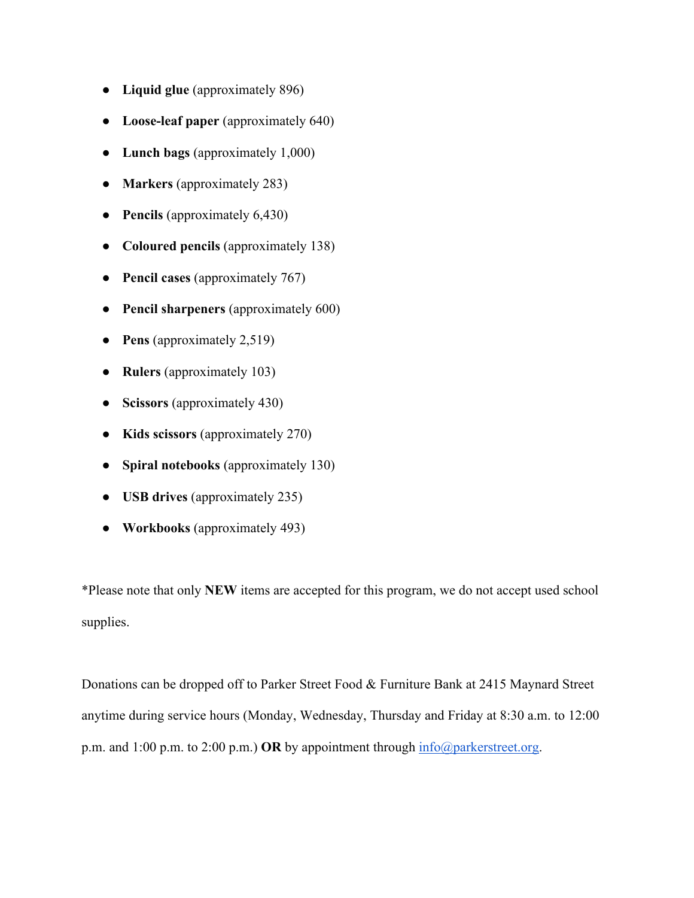- **Liquid glue** (approximately 896)
- **Loose-leaf paper** (approximately 640)
- **Lunch bags** (approximately 1,000)
- **Markers** (approximately 283)
- **Pencils** (approximately 6,430)
- **Coloured pencils** (approximately 138)
- **Pencil cases** (approximately 767)
- **Pencil sharpeners** (approximately 600)
- **Pens** (approximately 2,519)
- **Rulers** (approximately 103)
- **Scissors** (approximately 430)
- **Kids scissors** (approximately 270)
- **Spiral notebooks** (approximately 130)
- **USB drives** (approximately 235)
- **Workbooks** (approximately 493)

*Please note that only **NEW** items are accepted for this program, we do not accept used school supplies.

Donations can be dropped off to Parker Street Food & Furniture Bank at 2415 Maynard Street anytime during service hours (Monday, Wednesday, Thursday and Friday at 8:30 a.m. to 12:00 p.m. and 1:00 p.m. to 2:00 p.m.) **OR** by appointment through [info@parkerstreet.org](mailto:info@parkerstreet.org).